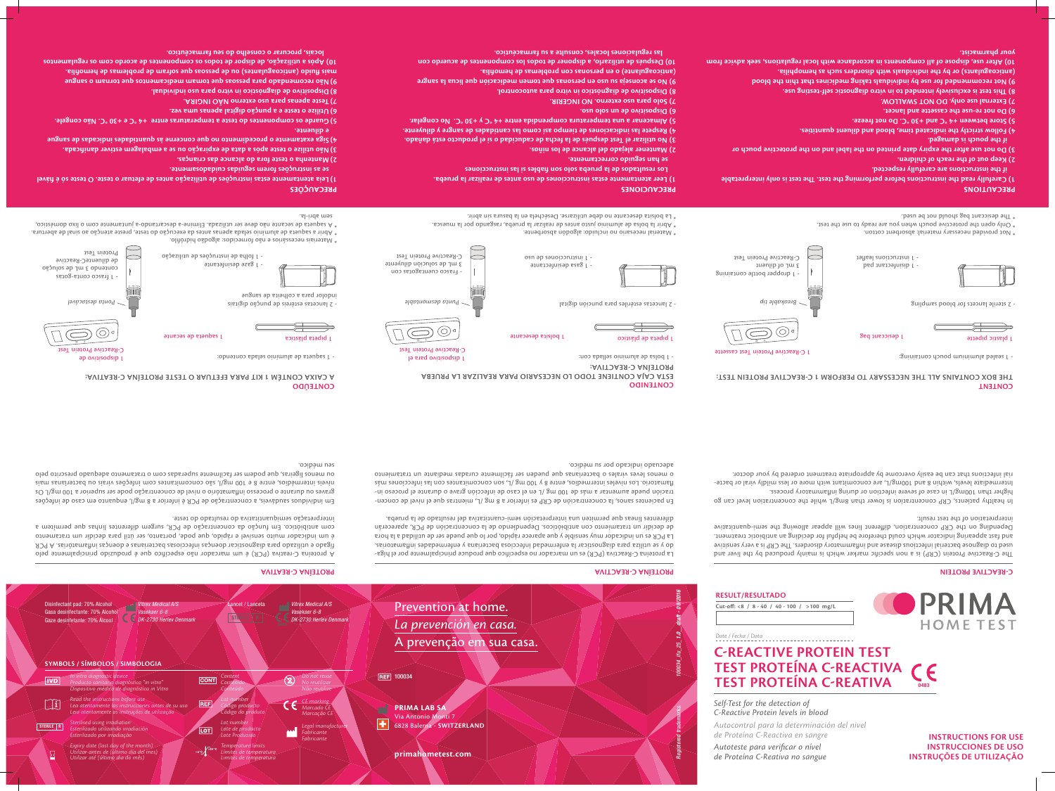# PRIMA HOME TEST

## C-REACTIVE PROTEIN TEST
## TEST PROTEÍNA C-REACTIVA
## TEST PROTEÍNA C-REATIVA

CE 0483

*Self-Test for the detection of C-Reactive Protein levels in blood*

*Autocontrol para la determinación del nivel de Proteína C-Reactiva en sangre*

*Autoteste para verificar o nível de Proteína C-Reativa no sangue*

**INSTRUCTIONS FOR USE**
**INSTRUCCIONES DE USO**
**INSTRUÇÕES DE UTILIZAÇÃO**

**RESULT/RESULTADO**

Cut-off: <8 / 8 - 40 / 40 - 100 / >100 mg/L

Date / Fecha / Data

Prevention at home.
*La prevención en casa.*
A prevenção em sua casa.

REF 100034

**PRIMA LAB SA**
Via Antonio Monti 7
6828 Balerna - SWITZERLAND

**primahometest.com**

100034_ifu_25_1.0_draft - 09/2016

Registered trademarks

Disinfectant pad: 70% Alcohol
Gasa desinfectante: 70% Alcohol
Gaze desinfetante: 70% Álcool

CE Vitrex Medical A/S
Vasekaer 6-8
DK-2730 Herlev Denmark

Lancet / Lanceta

STERILE R

Vitrex Medical A/S
Vasekaer 6-8
DK-2730 Herlev Denmark

### SYMBOLS / SÍMBOLOS / SIMBOLOGIA

- **IVD** – In vitro diagnostic device / Producto sanitario diagnóstico "in vitro" / Dispositivo médico de diagnóstico in Vitro
- Read the instructions before use / Lea atentamente las instrucciones antes de su uso / Leia atentamente as instruções de utilização
- **STERILE R** – Sterilised using irradiation / Esterilizado utilizando irradiación / Esterilizado por irradiação
- Expiry date (last day of the month) / Utilizar antes de (último día del mes) / Utilizar até (último dia do mês)
- **CONT** – Content / Contenido / Conteúdo
- **REF** – Product code / Código producto / Código do produto
- **LOT** – Lot number / Lote de producto / Lote Produzido
- Temperature limits / Límites de temperatura / Limites de temperatura
- Do not reuse / No reutilizar / Não reutilize
- CE marking / Marcado CE / Marcação CE
- Legal manufacturer / Fabricante / Fabricante

## C-REACTIVE PROTEIN

The C-Reactive Protein (CRP) is a non specific marker which is mainly produced by the liver and used to diagnose bacterial infectious disease and inflammatory disorders. The CRP is a very sensitive and fast appearing indicator which could therefore be helpful for deciding an antibiotic treatment. Depending on the CRP concentration, different lines will appear allowing the semi-quantitative interpretation of the test result.

In healthy patients, CRP concentration is lower than 8mg/L while the concentration level can go higher than 100mg/L in case of severe infection or during inflammatory process. Intermediate levels, within 8 and 100mg/L, are concomitant with more or less mildly viral or bacterial infections that can be easily overcome by appropriate treatment ordered by your doctor.

## PROTEÍNA C-REACTIVA

La Proteína C-Reactiva (PCR) es un marcador no específico que produce principalmente por el hígado y se utiliza para diagnosticar la enfermedad infecciosa bacteriana y enfermedades inflamatorias. La PCR es un indicador muy sensible y que aparece rápido, por lo que puede ser de utilidad a la hora de decidir un tratamiento con antibióticos. Dependiendo de la concentración de PCR, aparecerán diferentes líneas que permiten una interpretación semi-cuantitativa del resultado de la prueba.

En pacientes sanos, la concentración de CRP es inferior a 8 mg/L, mientras que el nivel de concentración puede aumentar a más de 100 mg/L en el caso de infección grave o durante el proceso inflamatorio. Los niveles intermedios, entre 8 y 100 mg/L, son concomitantes con las infecciones más o menos leves virales o bacterianas que pueden ser fácilmente curadas mediante un tratamiento adecuado indicado por su médico.

## PROTEÍNA C-REATIVA

A proteína C-reativa (PCR) é um marcador não específico que é produzido principalmente pelo fígado e utilizado para diagnosticar doenças infecciosas bacterianas e doenças inflamatórias. A PCR é um indicador muito sensível e rápido, que pode, portanto, ser útil para decidir um tratamento com antibiótico. Em função da concentração de PCR, surgem diferentes linhas que permitem a interpretação semiquantitativa do resultado do teste.

Em indivíduos saudáveis, a concentração de PCR é inferior a 8 mg/L, enquanto em caso de infeções graves ou durante o processo inflamatório o nível de concentração pode ser superior a 100 mg/L. Os níveis intermédios, entre 8 e 100 mg/L, são concomitantes com infeções virais ou bacterianas mais ou menos ligeiras, que podem ser facilmente superadas com o tratamento adequado prescrito pelo seu médico.

## CONTENT

THE BOX CONTAINS ALL THE NECESSARY TO PERFORM 1 C-REACTIVE PROTEIN TEST:

- 1 sealed aluminium pouch containing:
  - 1 C-Reactive Protein Test cassette
  - 1 desiccant bag
  - 1 plastic pipette
- 2 sterile lancets for blood sampling
- 1 dropper bottle containing 3 mL of diluent C-Reactive Protein Test (Breakable tip)
- 1 disinfectant pad
- 1 instructions leaflet

\* Not provided necessary material: absorbent cotton.
\* Only open the protective pouch when you are ready to use the test.
\* The desiccant bag should not be used.

## PRECAUTIONS

1) Carefully read the instructions before performing the test. The test is only interpretable if the instructions are carefully respected.
2) Keep out of the reach of children.
3) Do not use after the expiry date printed on the label and on the protective pouch or if the pouch is damaged.
4) Follow strictly the indicated time, blood and diluent quantities.
5) Store between +4 °C and +30 °C. Do not freeze.
6) Do not re-use the cassette and lancet.
7) External use only. DO NOT SWALLOW.
8) This test is exclusively intended to in vitro diagnostic self-testing use.
9) Not recommended for use by individuals taking medicines that thin the blood (anticoagulants) or by the individuals with disorders such as hemophilia.
10) After use, dispose of all components in accordance with local regulations, seek advice from your pharmacist.

## CONTENIDO

ESTA CAJA CONTIENE TODO LO NECESARIO PARA REALIZAR LA PRUEBA PROTEÍNA C-REACTIVA:

- 1 bolsa de aluminio sellada con:
  - 1 dispositivo para el C-Reactive Protein Test
  - 1 bolsita desecante
  - 1 pipeta de plástico
- 2 lancetas estériles para punción digital
- Frasco cuentagotas con 3 mL de solución diluyente C-Reactive Protein Test (Punta desmontable)
- 1 gasa desinfectante
- 1 instrucciones de uso

\* Material necesario no incluido: algodón absorbente.
\* Abrir la bolsa de aluminio justo antes de realizar la prueba, rasgando por la muesca.
\* La bolsita desecante no debe utilizarse. Deséchela en la basura sin abrir.

## PRECAUCIONES

1) Leer atentamente estas instrucciones de uso antes de realizar la prueba. Los resultados de la prueba solo son fiables si las instrucciones se han seguido correctamente.
2) Mantener alejado del alcance de los niños.
3) No utilizar el Test después de la fecha de caducidad o si el producto está dañado.
4) Respete las indicaciones de tiempo así como las cantidades de sangre y diluyente.
5) Almacenar a una temperatura comprendida entre +4 °C y +30 °C. No congelar.
6) Dispositivo de un solo uso.
7) Solo para uso externo. NO INGERIR.
8) Dispositivo de diagnóstico in vitro para autocontrol.
9) No se aconseja su uso en personas que tomen medicación que licua la sangre (anticoagulante) o en personas con problemas de hemofilia.
10) Después de utilizarlo, disponer de todos los componentes de acuerdo con las regulaciones locales, consulte a su farmacéutico.

## CONTEÚDO

A CAIXA CONTÉM 1 KIT PARA EFETUAR O TESTE PROTEÍNA C-REATIVA:

- 1 saqueta de alumínio selada contendo:
  - 1 dispositivo de C-Reactive Protein Test
  - 1 saqueta de secante
  - 1 pipeta plástica
- 2 lancetas estéreis de punção digital indolor para a colheita de sangue
- 1 frasco conta-gotas contendo 3 mL de solução de diluente C-Reactive Protein Test (Ponta destacável)
- 1 gaze desinfetante
- 1 folha de instruções de utilização

\* Materiais necessários e não fornecidos: algodão hidrófilo.
\* Abrir a saqueta de alumínio selada apenas antes da execução do teste, prestar atenção ao sinal de abertura.
\* A saqueta de secante não deve ser utilizada. Elimine-a descartando-a juntamente com o lixo doméstico, sem abri-la.

## PRECAUÇÕES

1) Leia atentamente estas instruções de utilização antes de efetuar o teste. O teste só é fiável se as instruções forem seguidas cuidadosamente.
2) Mantenha o teste fora do alcance das crianças.
3) Não utilize o teste após a data de expiração ou se a embalagem estiver danificada.
4) Siga exatamente o procedimento no que concerne às quantidades indicadas de sangue e diluente.
5) Guarde os componentes do teste a temperaturas entre +4 °C e +30 °C. Não congele.
6) Utilize o teste e a punção digital apenas uma vez.
7) Teste apenas para uso externo. NÃO INGIRA.
8) Dispositivo de diagnóstico in vitro para uso individual.
9) Não recomendado para pessoas que tomam medicamentos que tornam o sangue mais fluido (anticoagulantes) ou de pessoas que sofram de problemas de hemofilia.
10) Após a utilização, dispor de todos os componentes de acordo com os regulamentos locais, procurar o conselho do seu farmacêutico.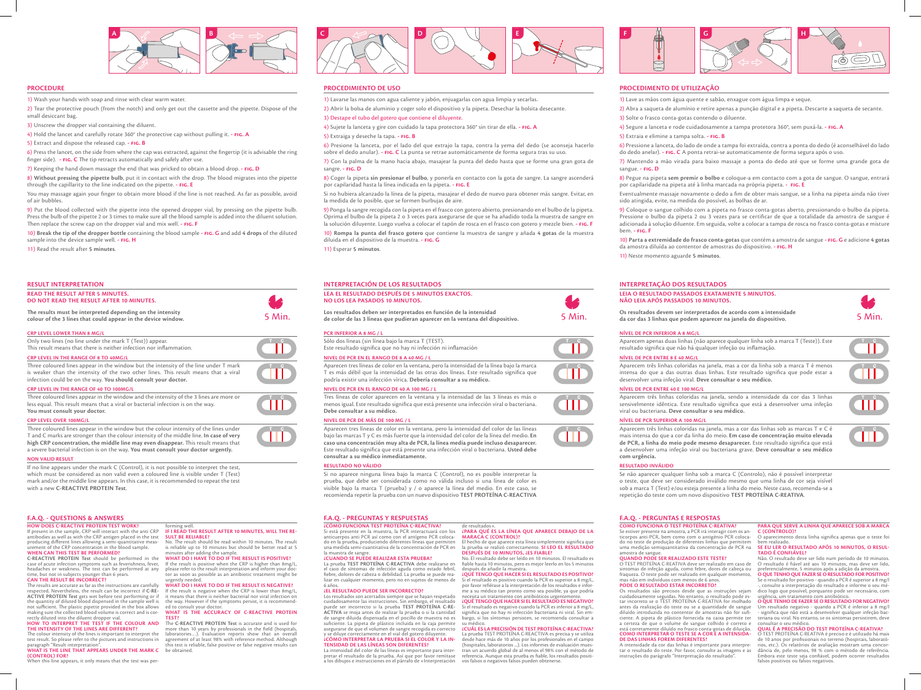A B C D E F G H

## PROCEDURE

1) Wash your hands with soap and rinse with clear warm water.

2) Tear the protective pouch (from the notch) and only get out the cassette and the pipette. Dispose of the small desiccant bag.

3) Unscrew the dropper vial containing the diluent.

4) Hold the lancet and carefully rotate 360° the protective cap without pulling it. - **FIG. A**

5) Extract and dispose the released cap. - **FIG. B**

6) Press the lancet, on the side from where the cap was extracted, against the fingertip (it is advisable the ring finger side). - **FIG. C** The tip retracts automatically and safely after use.

7) Keeping the hand down massage the end that was pricked to obtain a blood drop. - **FIG. D**

8) **Without pressing the pipette bulb**, put it in contact with the drop. The blood migrates into the pipette through the capillarity to the line indicated on the pipette. - **FIG. E**

You may massage again your finger to obtain more blood if the line is not reached. As far as possible, avoid of air bubbles.

9) Put the blood collected with the pipette into the opened dropper vial, by pressing on the pipette bulb. Press the bulb of the pipette 2 or 3 times to make sure all the blood sample is added into the dilution solution. Then replace the screw cap on the dropper vial and mix well. - **FIG. F**

10) **Break the tip of the dropper bottle** containing the blood sample - **FIG. G** and add **4 drops** of the diluted sample into the device sample well. - **FIG. H**

11) Read the result after **5 minutes**.

## RESULT INTERPRETATION

**READ THE RESULT AFTER 5 MINUTES.**
**DO NOT READ THE RESULT AFTER 10 MINUTES.**

5 Min.

**The results must be interpreted depending on the intensity colour of the 3 lines that could appear in the device window.**

**CRP LEVEL LOWER THAN 8 MG/L**

Only two lines (no line under the mark T (Test)) appear.
This result means that there is neither infection nor inflammation.

**CRP LEVEL IN THE RANGE OF 8 TO 40MG/L**

Three coloured lines appear in the window but the intensity of the line under T mark is weaker than the intensity of the two other lines. This result means that a viral infection could be on the way. **You should consult your doctor.**

**CRP LEVEL IN THE RANGE OF 40 TO 100MG/L**

Three coloured lines appear in the window and the intensity of the 3 lines are more or less equal. This result means that a viral or bacterial infection is on the way.
**You must consult your doctor.**

**CRP LEVEL OVER 100MG/L**

Three coloured lines appear in the window but the colour intensity of the lines under T and C marks are stronger than the colour intensity of the middle line. **In case of very high CRP concentration, the middle line may even disappear.** This result means that a severe bacterial infection is on the way. **You must consult your doctor urgently.**

**NON VALID RESULT**

If no line appears under the mark C (Control), it is not possible to interpret the test, which must be considered as non valid even a coloured line is visible under T (Test) mark and/or the middle line appears. In this case, it is recommended to repeat the test with a new **C-REACTIVE PROTEIN Test**.

## F.A.Q. - QUESTIONS & ANSWERS

**HOW DOES C-REACTIVE PROTEIN TEST WORK?**
If present in the sample, CRP will interact with the anti CRP antibodies as well as with the CRP antigen placed in the test producing different lines allowing a semi-quantitative measurement of the CRP concentration in the blood sample.

**WHEN CAN THIS TEST BE PERFORMED?**
**C-REACTIVE PROTEIN Test** should be performed in the case of acute infection symptoms such as feverishness, fever, headaches or weakness. The test can be performed at any time, but not in subjects younger than 6 years.

**CAN THE RESULT BE INCORRECT?**
The results are accurate as far as the instructions are carefully respected. Nevertheless, the result can be incorrect if **C-REACTIVE PROTEIN Test** gets wet before test performing or if the quantity of diluted blood dispensed in the sample well is not sufficient. The plastic pipette provided in the box allows making sure the collected blood volume is correct and is correctly diluted into the diluent dropper vial.

**HOW TO INTERPRET THE TEST IF THE COLOUR AND THE INTENSITY OF THE LINES ARE DIFFERENT?**
The colour intensity of the lines is important to interpret the test result. So please refer to the pictures and instructions in paragraph "Result interpretation".

**WHAT IS THE LINE THAT APPEARS UNDER THE MARK C (CONTROL) FOR?**
When this line appears, it only means that the test was performed well.

**IF I READ THE RESULT AFTER 10 MINUTES, WILL THE RESULT BE RELIABLE?**
No. The result should be read within 10 minutes. The result is reliable up to 10 minutes but should be better read at 5 minutes after adding the sample.

**WHAT DO I HAVE TO DO IF THE RESULT IS POSITIVE?**
If the result is positive when the CRP is higher than 8mg/L, please refer to the result interpretation and inform your doctor as soon as possible as an antibiotic treatment might be urgently needed.

**WHAT DO I HAVE TO DO IF THE RESULT IS NEGATIVE?**
If the result is negative when the CRP is lower than 8mg/L, it means that there is neither bacterial nor viral infection on the way. However if the symptoms persist, it is recommended to consult your doctor.

**WHAT IS THE ACCURACY OF C-REACTIVE PROTEIN TEST?**
The **C-REACTIVE PROTEIN Test** is accurate and is used for more than 10 years by professionals in the field (hospitals, laboratories…). Evaluation reports show that an overall agreement of at least 98% with reference method. Although this test is reliable, false positive or false negative results can be obtained.

## PROCEDIMIENTO DE USO

1) Lavarse las manos con agua caliente y jabón, enjuagarlas con agua limpia y secarlas.

2) Abrir la bolsa de aluminio y coger solo el dispositivo y la pipeta. Desechar la bolsita desecante.

3) Destape el tubo del gotero que contiene el diluyente.

4) Sujete la lanceta y gire con cuidado la tapa protectora 360° sin tirar de ella. - **FIG. A**

5) Extraiga y deseche la tapa. - **FIG. B**

6) Presione la lanceta, por el lado del que extrajo la tapa, contra la yema del dedo (se aconseja hacerlo sobre el dedo anular). - **FIG. C** La punta se retrae automáticamente de forma segura tras su uso.

7) Con la palma de la mano hacia abajo, masajear la punta del dedo hasta que se forme una gran gota de sangre. - **FIG. D**

8) Coger la pipeta **sin presionar el bulbo**, y ponerla en contacto con la gota de sangre. La sangre ascenderá por capilaridad hasta la línea indicada en la pipeta. - **FIG. E**

Si no hubiera alcanzado la línea de la pipeta, masajear el dedo de nuevo para obtener más sangre. Evitar, en la medida de lo posible, que se formen burbujas de aire.

9) Ponga la sangre recogida con la pipeta en el frasco con gotero abierto, presionando en el bulbo de la pipeta. Oprima el bulbo de la pipeta 2 o 3 veces para asegurarse de que se ha añadido toda la muestra de sangre en la solución diluyente. Luego vuelva a colocar el tapón de rosca en el frasco con gotero y mezcle bien. - **FIG. F**

10) **Rompa la punta del frasco gotero** que contiene la muestra de sangre y añada **4 gotas** de la muestra diluida en el dispositivo de la muestra. - **FIG. G**

11) Esperar **5 minutos**.

## INTERPRETACIÓN DE LOS RESULTADOS

**LEA EL RESULTADO DESPUÉS DE 5 MINUTOS EXACTOS.**
**NO LOS LEA PASADOS 10 MINUTOS.**

5 Min.

**Los resultados deben ser interpretados en función de la intensidad de color de las 3 líneas que pudieran aparecer en la ventana del dispositivo.**

**PCR INFERIOR A 8 MG / L**

Sólo dos líneas (sin línea bajo la marca T (TEST).
Este resultado significa que no hay ni infección ni inflamación

**NIVEL DE PCR EN EL RANGO DE 8 A 40 MG / L**

Aparecen tres líneas de color en la ventana, pero la intensidad de la línea bajo la marca T es más débil que la intensidad de las otras dos líneas. Este resultado significa que podría existir una infección vírica. **Debería consultar a su médico.**

**NIVEL DE PCR EN EL RANGO DE 40 A 100 MG / L**

Tres líneas de color aparecen en la ventana y la intensidad de las 3 líneas es más o menos igual. Este resultado significa que está presente una infección viral o bacteriana. **Debe consultar a su médico.**

**NIVEL DE PCR DE MÁS DE 100 MG / L**

Aparecen tres líneas de color en la ventana, pero la intensidad del color de las líneas bajo las marcas T y C es más fuerte que la intensidad del color de la línea del medio. **En caso una concentración muy alta de PCR, la línea media puede incluso desaparecer.** Este resultado significa que está presente una infección viral o bacteriana. **Usted debe consultar a su médico inmediatamente.**

**RESULTADO NO VÁLIDO**

Si no aparece ninguna línea bajo la marca C (Control), no es posible interpretar la prueba, que debe ser considerada como no válida incluso si una línea de color es visible bajo la marca T (prueba) y / o aparece la línea del medio. En este caso, se recomienda repetir la prueba con un nuevo dispositivo **TEST PROTEÍNA C-REACTIVA**

## F.A.Q. - PREGUNTAS Y RESPUESTAS

**¿CÓMO FUNCIONA TEST PROTEÍNA C-REACTIVA?**
Si está presente en la muestra, la PCR interactuará con los anticuerpos anti PCR así como con el antígeno PCR colocado en la prueba, produciendo diferentes líneas que permiten una medida semi-cuantitativa de la concentración de PCR en la muestra de sangre.

**¿CUANDO SE PUEDE REALIZAR ESTA PRUEBA?**
La prueba **TEST PROTEÍNA C-REACTIVA** debe realizarse en el caso de síntomas de infección aguda como estado febril, fiebre, dolores de cabeza o debilidad. La prueba se puede realizar en cualquier momento, pero no en sujetos de menos de 6 años.

**¿EL RESULTADO PUEDE SER INCORRECTO?**
Los resultados son acertados siempre que se hayan respetado cuidadosamente las instrucciones. Sin embargo, el resultado puede ser incorrecto si la prueba **TEST PROTEÍNA C-REACTIVA** se moja antes de realizar la prueba o si la cantidad de sangre diluida dispensada en el pocillo de muestra no es suficiente. La pipeta de plástico incluida en la caja permite asegurarse de que el volumen de sangre recogida es correcto y se diluye correctamente en el vial del gotero diluyente.

**¿CÓMO INTERPRETAR LA PRUEBA SI EL COLOR Y LA INTENSIDAD DE LAS LÍNEAS SON DIFERENTES?**
La intensidad del color de las líneas es importante para interpretar el resultado de la prueba. Así que por favor remítase a los dibujos e instrucciones en el párrafo de «Interpretación de resultados».

**¿PARA QUÉ ES LA LÍNEA QUE APARECE DEBAJO DE LA MARACA C (CONTROL)?**
El hecho de que aparece esta línea simplemente significa que la prueba se realizó correctamente. **SI LEO EL RESULTADO DESPUÉS DE 10 MINUTOS, ¿ES FIABLE?**
No. El resultado debe ser leído en 10 minutos. El resultado es fiable hasta 10 minutos, pero es mejor leerlo en los 5 minutos después de añadir la muestra.

**¿QUÉ TENGO QUE HACER SI EL RESULTADO ES POSITIVO?**
Si el resultado es positivo cuando la PCR es superior a 8 mg/L, por favor refiérase a la interpretación de los resultados e informe a su médico tan pronto como sea posible, ya que podría necesita un tratamiento con antibióticos urgentemente.

**¿QUÉ TENGO QUE HACER SI EL RESULTADO ES NEGATIVO?**
Si el resultado es negativo cuando la PCR es inferior a 8 mg/L, significa que no hay ni infección bacteriana ni viral. Sin embargo, si los síntomas persisten, se recomienda consultar a su médico.

**¿CUÁL ES LA PRECISIÓN DE TEST PROTEÍNA C-REACTIVA?**
La prueba TEST PROTEÍNA C-REACTIVA es precisa y se utiliza desde hace más de 10 años por los profesionales en el campo (hospitales, laboratorios ...). Los informes de evaluación muestran un acuerdo global de al menos el 98% con el método de referencia. Aunque esta prueba es fiable, los resultados positivos o negativos falsos pueden obtenerse.

## PROCEDIMENTO DE UTILIZAÇÃO

1) Lave as mãos com água quente e sabão, enxague com água limpa e seque.

2) Abra a saqueta de alumínio e retire apenas a punção digital e a pipeta. Descarte a saqueta de secante.

3) Solte o frasco conta-gotas contendo o diluente.

4) Segure a lanceta e rode cuidadosamente a tampa protetora 360°, sem puxá-la. - **FIG. A**

5) Extraia e elimine a tampa solta. - **FIG. B**

6) Pressione a lanceta, do lado de onde a tampa foi extraída, contra a ponta do dedo (é aconselhável do lado do dedo anelar). - **FIG. C** A ponta retrai-se automaticamente de forma segura após o uso.

7) Mantendo a mão virada para baixo massaje a ponta do dedo até que se forme uma grande gota de sangue. - **FIG. D**

8) Pegue na pipeta **sem premir o bolbo** e coloque-a em contacto com a gota de sangue. O sangue, entrará por capilaridade na pipeta até à linha marcada na própria pipeta. - **FIG. E**

Eventualmente massaje novamente o dedo a fim de obter mais sangue, se a linha na pipeta ainda não tiver sido atingida, evite, na medida do possível, as bolhas de ar.

9) Coloque o sangue colhido com a pipeta no frasco conta-gotas aberto, pressionando o bulbo da pipeta. Pressione o bulbo da pipeta 2 ou 3 vezes para se certificar de que a totalidade da amostra de sangue é adicionada à solução diluente. Em seguida, volte a colocar a tampa de rosca no frasco conta-gotas e misture bem. - **FIG. F**

10) **Parta a extremidade do frasco conta-gotas** que contém a amostra de sangue - **FIG. G** e adicione **4 gotas** da amostra diluída ao contentor de amostras do dispositivo. - **FIG. H**

11) Neste momento aguarde **5 minutos**.

## INTERPRETAÇÃO DOS RESULTADOS

**LEIA O RESULTADO PASSADOS EXATAMENTE 5 MINUTOS.**
**NÃO LEIA APÓS PASSADOS 10 MINUTOS.**

5 Min.

**Os resultados devem ser interpretados de acordo com a intensidade da cor das 3 linhas que podem aparecer na janela do dispositivo.**

**NÍVEL DE PCR INFERIOR A 8 MG/L**

Aparecem apenas duas linhas (não aparece qualquer linha sob a marca T (Teste)). Este resultado significa que não há qualquer infeção ou inflamação.

**NÍVEL DE PCR ENTRE 8 E 40 MG/L**

Aparecem três linhas coloridas na janela, mas a cor da linha sob a marca T é menos intensa do que a das outras duas linhas. Este resultado significa que pode estar a desenvolver uma infeção viral. **Deve consultar o seu médico.**

**NÍVEL DE PCR ENTRE 40 E 100 MG/L**

Aparecem três linhas coloridas na janela, sendo a intensidade da cor das 3 linhas sensivelmente idêntica. Este resultado significa que está a desenvolver uma infeção viral ou bacteriana. **Deve consultar o seu médico.**

**NÍVEL DE PCR SUPERIOR A 100 MG/L**

Aparecem três linhas coloridas na janela, mas a cor das linhas sob as marcas T e C é mais intensa do que a cor da linha do meio. **Em caso de concentração muito elevada de PCR, a linha do meio pode mesmo desaparecer.** Este resultado significa que está a desenvolver uma infeção viral ou bacteriana grave. **Deve consultar o seu médico com urgência.**

**RESULTADO INVÁLIDO**

Se não aparecer qualquer linha sob a marca C (Controlo), não é possível interpretar o teste, que deve ser considerado inválido mesmo que uma linha de cor seja visível sob a marca T (Teste) e/ou esteja presente a linha do meio. Neste caso, recomenda-se a repetição do teste com um novo dispositivo **TEST PROTEÍNA C-REACTIVA**.

## F.A.Q. - PERGUNTAS E RESPOSTAS

**COMO FUNCIONA O TEST PROTEÍNA C-REATIVA?**
Se estiver presente na amostra, a PCR irá interagir com os anticorpos anti-PCR, bem como com o antigénio PCR colocado no teste de produção de diferentes linhas que permitem uma medição semiquantitativa da concentração de PCR na amostra de sangue.

**QUANDO PODE SER REALIZADO ESTE TESTE?**
O TEST PROTEÍNA C-REATIVA deve ser realizado em caso de sintomas de infeção aguda, como febre, dores de cabeça ou fraqueza. O teste pode ser realizado em qualquer momento, mas não em indivíduos com menos de 6 anos.

**PODE O RESULTADO ESTAR INCORRETO?**
Os resultados são precisos desde que as instruções sejam cuidadosamente seguidas. No entanto, o resultado pode estar incorreto se o TEST PROTEÍNA C-REATIVA for molhado antes da realização do teste ou se a quantidade de sangue diluído introduzida no contentor de amostras não for suficiente. A pipeta de plástico fornecida na caixa permite ter a certeza de que o volume de sangue colhido é correto e está corretamente diluído no frasco conta-gotas de diluição.

**COMO INTERPRETAR O TESTE SE A COR E A INTENSIDADE DAS LINHAS FOREM DIFERENTES?**
A intensidade da cor das linhas é importante para interpretar o resultado do teste. Por favor, consulte as imagens e as instruções do parágrafo "Interpretação do resultado".

**PARA QUE SERVE A LINHA QUE APARECE SOB A MARCA C (CONTROLO)?**
O aparecimento desta linha significa apenas que o teste foi bem realizado.

**SE EU LER O RESULTADO APÓS 10 MINUTOS, O RESULTADO É CONFIÁVEL?**
Não. O resultado deve ser lido num período de 10 minutos. O resultado é fiável até aos 10 minutos, mas deve ser lido, preferencialmente, 5 minutos após a adição da amostra.

**O QUE TENHO QUE FAZER SE O RESULTADO FOR POSITIVO?**
Se o resultado for positivo - quando a PCR é superior a 8 mg/l -, consulte a interpretação do resultado e informe o seu médico logo que possível, porquanto pode ser necessário, com urgência, um tratamento com antibiótico.

**O QUE TENHO DE FAZER SE O RESULTADO FOR NEGATIVO?**
Um resultado negativo - quando a PCR é inferior a 8 mg/l - significa que não está a desenvolver qualquer infeção bacteriana ou viral. No entanto, se os sintomas persistirem, deve consultar o seu médico.

**QUAL É A PRECISÃO DO TEST PROTEÍNA C-REATIVA?**
O TEST PROTEÍNA C-REATIVA é preciso e é utilizado há mais de 10 anos por profissionais no terreno (hospitais, laboratórios, etc.). Os relatórios de avaliação mostram uma concordância de, pelo menos, 98 % com o método de referência. Embora este teste seja confiável, podem ocorrer resultados falsos positivos ou falsos negativos.